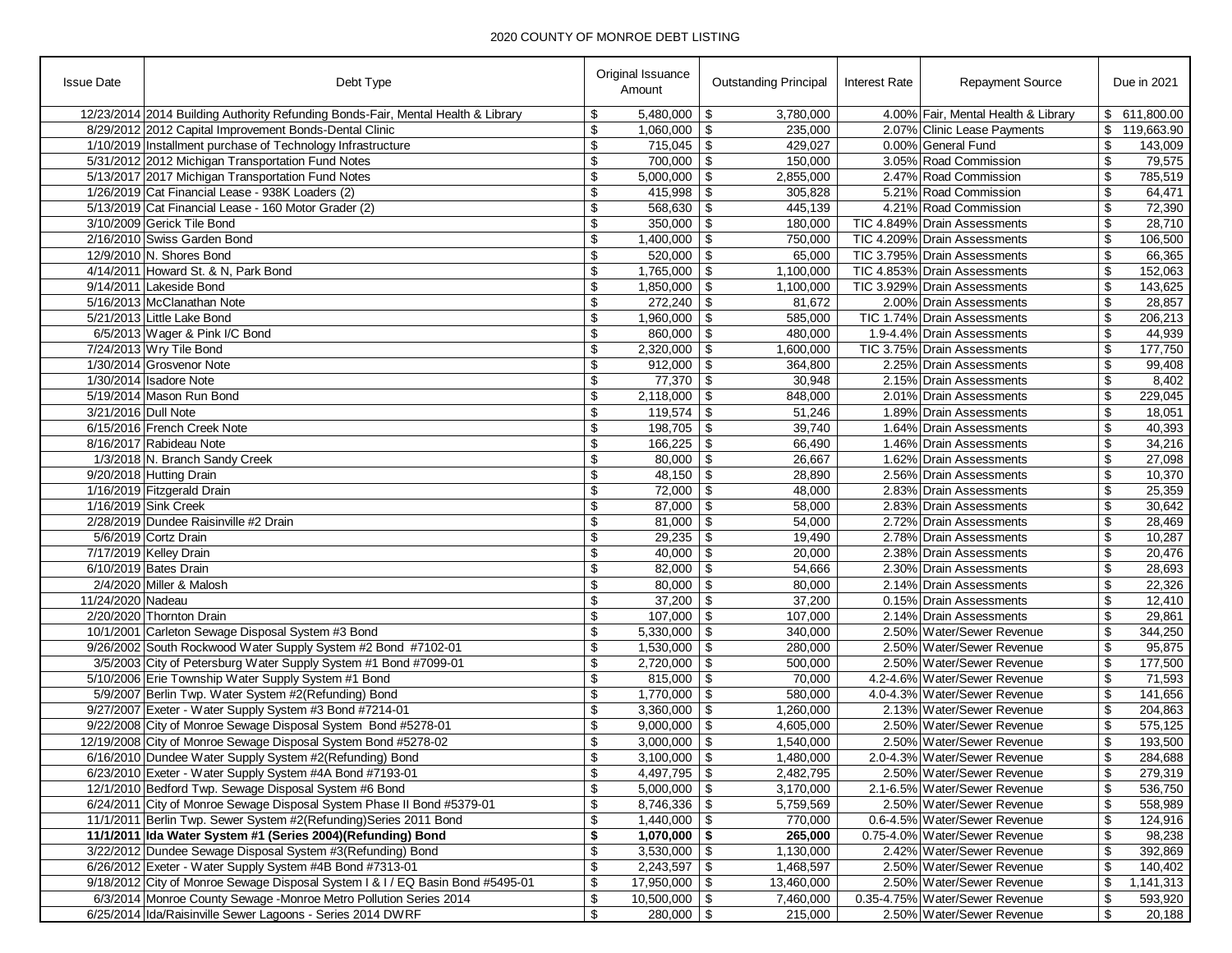2020 COUNTY OF MONROE DEBT LISTING

| Issue Date | Debt Type | Original Issuance Amount | Outstanding Principal | Interest Rate | Repayment Source | Due in 2021 |
|---|---|---|---|---|---|---|
| 12/23/2014 | 2014 Building Authority Refunding Bonds-Fair, Mental Health & Library | $ 5,480,000 | $ 3,780,000 | 4.00% | Fair, Mental Health & Library | $ 611,800.00 |
| 8/29/2012 | 2012 Capital Improvement Bonds-Dental Clinic | $ 1,060,000 | $ 235,000 | 2.07% | Clinic Lease Payments | $ 119,663.90 |
| 1/10/2019 | Installment purchase of Technology Infrastructure | $ 715,045 | $ 429,027 | 0.00% | General Fund | $ 143,009 |
| 5/31/2012 | 2012 Michigan Transportation Fund Notes | $ 700,000 | $ 150,000 | 3.05% | Road Commission | $ 79,575 |
| 5/13/2017 | 2017 Michigan Transportation Fund Notes | $ 5,000,000 | $ 2,855,000 | 2.47% | Road Commission | $ 785,519 |
| 1/26/2019 | Cat Financial Lease - 938K Loaders (2) | $ 415,998 | $ 305,828 | 5.21% | Road Commission | $ 64,471 |
| 5/13/2019 | Cat Financial Lease - 160 Motor Grader (2) | $ 568,630 | $ 445,139 | 4.21% | Road Commission | $ 72,390 |
| 3/10/2009 | Gerick Tile Bond | $ 350,000 | $ 180,000 | TIC 4.849% | Drain Assessments | $ 28,710 |
| 2/16/2010 | Swiss Garden Bond | $ 1,400,000 | $ 750,000 | TIC 4.209% | Drain Assessments | $ 106,500 |
| 12/9/2010 | N. Shores Bond | $ 520,000 | $ 65,000 | TIC 3.795% | Drain Assessments | $ 66,365 |
| 4/14/2011 | Howard St. & N, Park Bond | $ 1,765,000 | $ 1,100,000 | TIC 4.853% | Drain Assessments | $ 152,063 |
| 9/14/2011 | Lakeside Bond | $ 1,850,000 | $ 1,100,000 | TIC 3.929% | Drain Assessments | $ 143,625 |
| 5/16/2013 | McClanathan Note | $ 272,240 | $ 81,672 | 2.00% | Drain Assessments | $ 28,857 |
| 5/21/2013 | Little Lake Bond | $ 1,960,000 | $ 585,000 | TIC 1.74% | Drain Assessments | $ 206,213 |
| 6/5/2013 | Wager & Pink I/C Bond | $ 860,000 | $ 480,000 | 1.9-4.4% | Drain Assessments | $ 44,939 |
| 7/24/2013 | Wry Tile Bond | $ 2,320,000 | $ 1,600,000 | TIC 3.75% | Drain Assessments | $ 177,750 |
| 1/30/2014 | Grosvenor Note | $ 912,000 | $ 364,800 | 2.25% | Drain Assessments | $ 99,408 |
| 1/30/2014 | Isadore Note | $ 77,370 | $ 30,948 | 2.15% | Drain Assessments | $ 8,402 |
| 5/19/2014 | Mason Run Bond | $ 2,118,000 | $ 848,000 | 2.01% | Drain Assessments | $ 229,045 |
| 3/21/2016 | Dull Note | $ 119,574 | $ 51,246 | 1.89% | Drain Assessments | $ 18,051 |
| 6/15/2016 | French Creek Note | $ 198,705 | $ 39,740 | 1.64% | Drain Assessments | $ 40,393 |
| 8/16/2017 | Rabideau Note | $ 166,225 | $ 66,490 | 1.46% | Drain Assessments | $ 34,216 |
| 1/3/2018 | N. Branch Sandy Creek | $ 80,000 | $ 26,667 | 1.62% | Drain Assessments | $ 27,098 |
| 9/20/2018 | Hutting Drain | $ 48,150 | $ 28,890 | 2.56% | Drain Assessments | $ 10,370 |
| 1/16/2019 | Fitzgerald Drain | $ 72,000 | $ 48,000 | 2.83% | Drain Assessments | $ 25,359 |
| 1/16/2019 | Sink Creek | $ 87,000 | $ 58,000 | 2.83% | Drain Assessments | $ 30,642 |
| 2/28/2019 | Dundee Raisinville #2 Drain | $ 81,000 | $ 54,000 | 2.72% | Drain Assessments | $ 28,469 |
| 5/6/2019 | Cortz Drain | $ 29,235 | $ 19,490 | 2.78% | Drain Assessments | $ 10,287 |
| 7/17/2019 | Kelley Drain | $ 40,000 | $ 20,000 | 2.38% | Drain Assessments | $ 20,476 |
| 6/10/2019 | Bates Drain | $ 82,000 | $ 54,666 | 2.30% | Drain Assessments | $ 28,693 |
| 2/4/2020 | Miller & Malosh | $ 80,000 | $ 80,000 | 2.14% | Drain Assessments | $ 22,326 |
| 11/24/2020 | Nadeau | $ 37,200 | $ 37,200 | 0.15% | Drain Assessments | $ 12,410 |
| 2/20/2020 | Thornton Drain | $ 107,000 | $ 107,000 | 2.14% | Drain Assessments | $ 29,861 |
| 10/1/2001 | Carleton Sewage Disposal System #3 Bond | $ 5,330,000 | $ 340,000 | 2.50% | Water/Sewer Revenue | $ 344,250 |
| 9/26/2002 | South Rockwood Water Supply System #2 Bond #7102-01 | $ 1,530,000 | $ 280,000 | 2.50% | Water/Sewer Revenue | $ 95,875 |
| 3/5/2003 | City of Petersburg Water Supply System #1 Bond #7099-01 | $ 2,720,000 | $ 500,000 | 2.50% | Water/Sewer Revenue | $ 177,500 |
| 5/10/2006 | Erie Township Water Supply System #1 Bond | $ 815,000 | $ 70,000 | 4.2-4.6% | Water/Sewer Revenue | $ 71,593 |
| 5/9/2007 | Berlin Twp. Water System #2(Refunding) Bond | $ 1,770,000 | $ 580,000 | 4.0-4.3% | Water/Sewer Revenue | $ 141,656 |
| 9/27/2007 | Exeter - Water Supply System #3 Bond #7214-01 | $ 3,360,000 | $ 1,260,000 | 2.13% | Water/Sewer Revenue | $ 204,863 |
| 9/22/2008 | City of Monroe Sewage Disposal System Bond #5278-01 | $ 9,000,000 | $ 4,605,000 | 2.50% | Water/Sewer Revenue | $ 575,125 |
| 12/19/2008 | City of Monroe Sewage Disposal System Bond #5278-02 | $ 3,000,000 | $ 1,540,000 | 2.50% | Water/Sewer Revenue | $ 193,500 |
| 6/16/2010 | Dundee Water Supply System #2(Refunding) Bond | $ 3,100,000 | $ 1,480,000 | 2.0-4.3% | Water/Sewer Revenue | $ 284,688 |
| 6/23/2010 | Exeter - Water Supply System #4A Bond #7193-01 | $ 4,497,795 | $ 2,482,795 | 2.50% | Water/Sewer Revenue | $ 279,319 |
| 12/1/2010 | Bedford Twp. Sewage Disposal System #6 Bond | $ 5,000,000 | $ 3,170,000 | 2.1-6.5% | Water/Sewer Revenue | $ 536,750 |
| 6/24/2011 | City of Monroe Sewage Disposal System Phase II Bond #5379-01 | $ 8,746,336 | $ 5,759,569 | 2.50% | Water/Sewer Revenue | $ 558,989 |
| 11/1/2011 | Berlin Twp. Sewer System #2(Refunding)Series 2011 Bond | $ 1,440,000 | $ 770,000 | 0.6-4.5% | Water/Sewer Revenue | $ 124,916 |
| **11/1/2011** | **Ida Water System #1 (Series 2004)(Refunding) Bond** | **$ 1,070,000** | **$ 265,000** | 0.75-4.0% | Water/Sewer Revenue | $ 98,238 |
| 3/22/2012 | Dundee Sewage Disposal System #3(Refunding) Bond | $ 3,530,000 | $ 1,130,000 | 2.42% | Water/Sewer Revenue | $ 392,869 |
| 6/26/2012 | Exeter - Water Supply System #4B Bond #7313-01 | $ 2,243,597 | $ 1,468,597 | 2.50% | Water/Sewer Revenue | $ 140,402 |
| 9/18/2012 | City of Monroe Sewage Disposal System I & I / EQ Basin Bond #5495-01 | $ 17,950,000 | $ 13,460,000 | 2.50% | Water/Sewer Revenue | $ 1,141,313 |
| 6/3/2014 | Monroe County Sewage -Monroe Metro Pollution Series 2014 | $ 10,500,000 | $ 7,460,000 | 0.35-4.75% | Water/Sewer Revenue | $ 593,920 |
| 6/25/2014 | Ida/Raisinville Sewer Lagoons - Series 2014 DWRF | $ 280,000 | $ 215,000 | 2.50% | Water/Sewer Revenue | $ 20,188 |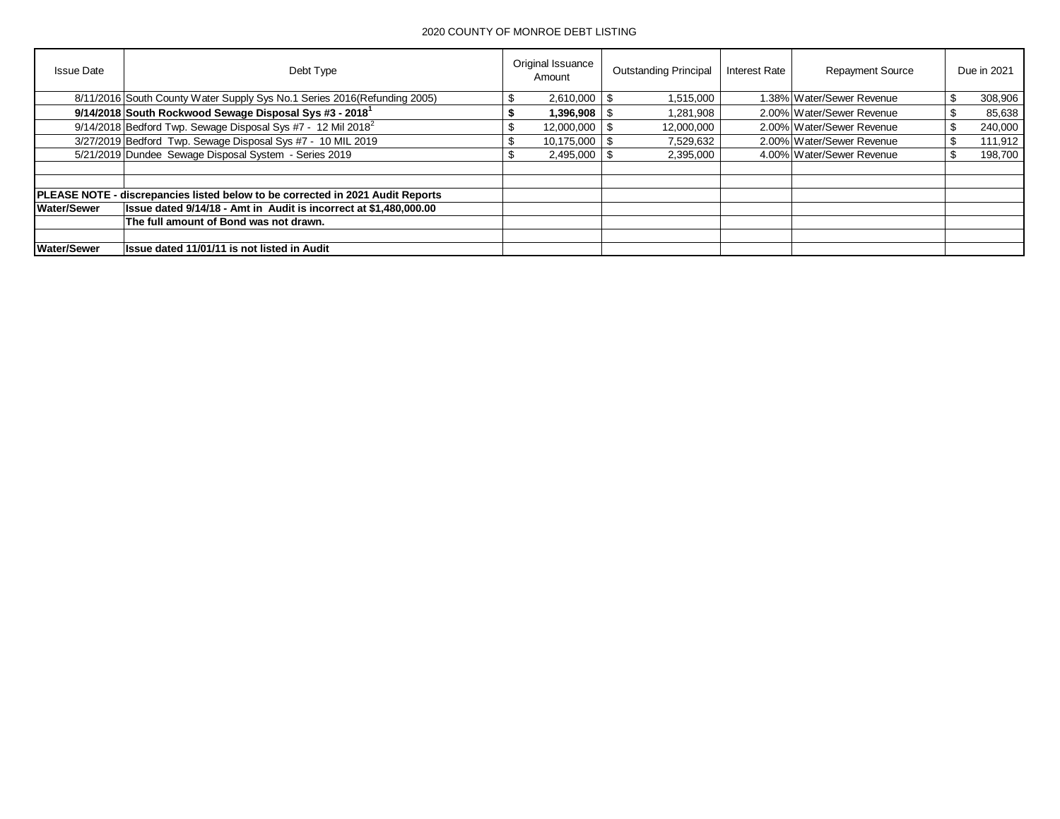2020 COUNTY OF MONROE DEBT LISTING

| Issue Date | Debt Type | Original Issuance Amount | Outstanding Principal | Interest Rate | Repayment Source | Due in 2021 |
|---|---|---|---|---|---|---|
| 8/11/2016 | South County Water Supply Sys No.1 Series 2016(Refunding 2005) | $ 2,610,000 | $ 1,515,000 | 1.38% | Water/Sewer Revenue | $ 308,906 |
| **9/14/2018** | **South Rockwood Sewage Disposal Sys #3 - 2018[1]** | **$ 1,396,908** | $ 1,281,908 | 2.00% | Water/Sewer Revenue | $ 85,638 |
| 9/14/2018 | Bedford Twp. Sewage Disposal Sys #7 - 12 Mil 2018[2] | $ 12,000,000 | $ 12,000,000 | 2.00% | Water/Sewer Revenue | $ 240,000 |
| 3/27/2019 | Bedford Twp. Sewage Disposal Sys #7 - 10 MIL 2019 | $ 10,175,000 | $ 7,529,632 | 2.00% | Water/Sewer Revenue | $ 111,912 |
| 5/21/2019 | Dundee Sewage Disposal System - Series 2019 | $ 2,495,000 | $ 2,395,000 | 4.00% | Water/Sewer Revenue | $ 198,700 |
| | | | | | | |
| | | | | | | |
| **PLEASE NOTE - discrepancies listed below to be corrected in 2021 Audit Reports** | | | | | | |
| **Water/Sewer** | **Issue dated 9/14/18 - Amt in Audit is incorrect at $1,480,000.00** | | | | | |
| | **The full amount of Bond was not drawn.** | | | | | |
| | | | | | | |
| **Water/Sewer** | **Issue dated 11/01/11 is not listed in Audit** | | | | | |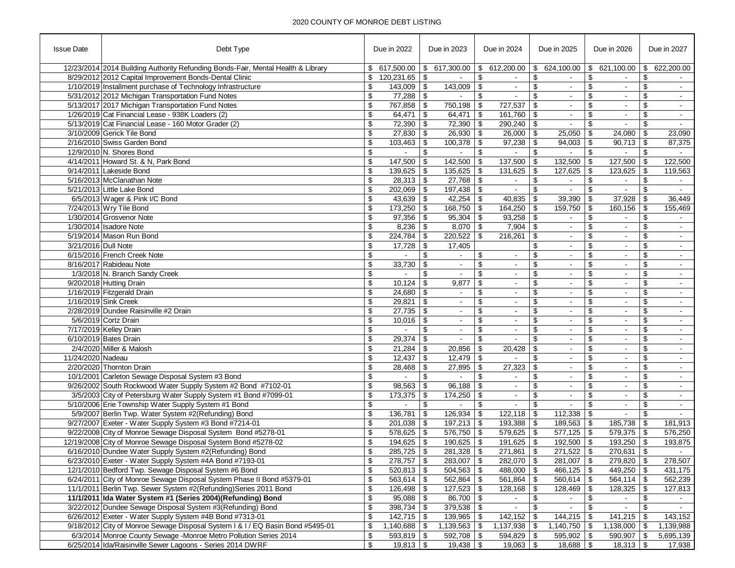2020 COUNTY OF MONROE DEBT LISTING

| Issue Date | Debt Type | Due in 2022 | Due in 2023 | Due in 2024 | Due in 2025 | Due in 2026 | Due in 2027 |
|---|---|---|---|---|---|---|---|
| 12/23/2014 | 2014 Building Authority Refunding Bonds-Fair, Mental Health & Library | $ 617,500.00 | $ 617,300.00 | $ 612,200.00 | $ 624,100.00 | $ 621,100.00 | $ 622,200.00 |
| 8/29/2012 | 2012 Capital Improvement Bonds-Dental Clinic | $ 120,231.65 | $ - | $ - | $ - | $ - | $ - |
| 1/10/2019 | Installment purchase of Technology Infrastructure | $ 143,009 | $ 143,009 | $ - | $ - | $ - | $ - |
| 5/31/2012 | 2012 Michigan Transportation Fund Notes | $ 77,288 | $ - | $ - | $ - | $ - | $ - |
| 5/13/2017 | 2017 Michigan Transportation Fund Notes | $ 767,858 | $ 750,198 | $ 727,537 | $ - | $ - | $ - |
| 1/26/2019 | Cat Financial Lease - 938K Loaders (2) | $ 64,471 | $ 64,471 | $ 161,760 | $ - | $ - | $ - |
| 5/13/2019 | Cat Financial Lease - 160 Motor Grader (2) | $ 72,390 | $ 72,390 | $ 290,240 | $ - | $ - | $ - |
| 3/10/2009 | Gerick Tile Bond | $ 27,830 | $ 26,930 | $ 26,000 | $ 25,050 | $ 24,080 | $ 23,090 |
| 2/16/2010 | Swiss Garden Bond | $ 103,463 | $ 100,378 | $ 97,238 | $ 94,003 | $ 90,713 | $ 87,375 |
| 12/9/2010 | N. Shores Bond | $ - | $ - | $ - | $ - | $ - | $ - |
| 4/14/2011 | Howard St. & N, Park Bond | $ 147,500 | $ 142,500 | $ 137,500 | $ 132,500 | $ 127,500 | $ 122,500 |
| 9/14/2011 | Lakeside Bond | $ 139,625 | $ 135,625 | $ 131,625 | $ 127,625 | $ 123,625 | $ 119,563 |
| 5/16/2013 | McClanathan Note | $ 28,313 | $ 27,768 | $ - | $ - | $ - | $ - |
| 5/21/2013 | Little Lake Bond | $ 202,069 | $ 197,438 | $ - | $ - | $ - | $ - |
| 6/5/2013 | Wager & Pink I/C Bond | $ 43,639 | $ 42,254 | $ 40,835 | $ 39,390 | $ 37,928 | $ 36,449 |
| 7/24/2013 | Wry Tile Bond | $ 173,250 | $ 168,750 | $ 164,250 | $ 159,750 | $ 160,156 | $ 155,469 |
| 1/30/2014 | Grosvenor Note | $ 97,356 | $ 95,304 | $ 93,258 | $ - | $ - | $ - |
| 1/30/2014 | Isadore Note | $ 8,236 | $ 8,070 | $ 7,904 | $ - | $ - | $ - |
| 5/19/2014 | Mason Run Bond | $ 224,784 | $ 220,522 | $ 216,261 | $ - | $ - | $ - |
| 3/21/2016 | Dull Note | $ 17,728 | $ 17,405 | | $ - | $ - | $ - |
| 6/15/2016 | French Creek Note | $ - | $ - | $ - | $ - | $ - | $ - |
| 8/16/2017 | Rabideau Note | $ 33,730 | $ - | $ - | $ - | $ - | $ - |
| 1/3/2018 | N. Branch Sandy Creek | $ - | $ - | $ - | $ - | $ - | $ - |
| 9/20/2018 | Hutting Drain | $ 10,124 | $ 9,877 | $ - | $ - | $ - | $ - |
| 1/16/2019 | Fitzgerald Drain | $ 24,680 | $ - | $ - | $ - | $ - | $ - |
| 1/16/2019 | Sink Creek | $ 29,821 | $ - | $ - | $ - | $ - | $ - |
| 2/28/2019 | Dundee Raisinville #2 Drain | $ 27,735 | $ - | $ - | $ - | $ - | $ - |
| 5/6/2019 | Cortz Drain | $ 10,016 | $ - | $ - | $ - | $ - | $ - |
| 7/17/2019 | Kelley Drain | $ - | $ - | $ - | $ - | $ - | $ - |
| 6/10/2019 | Bates Drain | $ 29,374 | $ - | $ - | $ - | $ - | $ - |
| 2/4/2020 | Miller & Malosh | $ 21,284 | $ 20,856 | $ 20,428 | $ - | $ - | $ - |
| 11/24/2020 | Nadeau | $ 12,437 | $ 12,479 | $ - | $ - | $ - | $ - |
| 2/20/2020 | Thornton Drain | $ 28,468 | $ 27,895 | $ 27,323 | $ - | $ - | $ - |
| 10/1/2001 | Carleton Sewage Disposal System #3 Bond | $ - | $ - | $ - | $ - | $ - | $ - |
| 9/26/2002 | South Rockwood Water Supply System #2 Bond #7102-01 | $ 98,563 | $ 96,188 | $ - | $ - | $ - | $ - |
| 3/5/2003 | City of Petersburg Water Supply System #1 Bond #7099-01 | $ 173,375 | $ 174,250 | $ - | $ - | $ - | $ - |
| 5/10/2006 | Erie Township Water Supply System #1 Bond | $ - | $ - | $ - | $ - | $ - | $ - |
| 5/9/2007 | Berlin Twp. Water System #2(Refunding) Bond | $ 136,781 | $ 126,934 | $ 122,118 | $ 112,338 | $ - | $ - |
| 9/27/2007 | Exeter - Water Supply System #3 Bond #7214-01 | $ 201,038 | $ 197,213 | $ 193,388 | $ 189,563 | $ 185,738 | $ 181,913 |
| 9/22/2008 | City of Monroe Sewage Disposal System Bond #5278-01 | $ 578,625 | $ 576,750 | $ 579,625 | $ 577,125 | $ 579,375 | $ 576,250 |
| 12/19/2008 | City of Monroe Sewage Disposal System Bond #5278-02 | $ 194,625 | $ 190,625 | $ 191,625 | $ 192,500 | $ 193,250 | $ 193,875 |
| 6/16/2010 | Dundee Water Supply System #2(Refunding) Bond | $ 285,725 | $ 281,328 | $ 271,861 | $ 271,522 | $ 270,631 | $ - |
| 6/23/2010 | Exeter - Water Supply System #4A Bond #7193-01 | $ 278,757 | $ 283,007 | $ 282,070 | $ 281,007 | $ 279,820 | $ 278,507 |
| 12/1/2010 | Bedford Twp. Sewage Disposal System #6 Bond | $ 520,813 | $ 504,563 | $ 488,000 | $ 466,125 | $ 449,250 | $ 431,175 |
| 6/24/2011 | City of Monroe Sewage Disposal System Phase II Bond #5379-01 | $ 563,614 | $ 562,864 | $ 561,864 | $ 560,614 | $ 564,114 | $ 562,239 |
| 11/1/2011 | Berlin Twp. Sewer System #2(Refunding)Series 2011 Bond | $ 126,498 | $ 127,523 | $ 128,168 | $ 128,469 | $ 128,325 | $ 127,813 |
| **11/1/2011** | **Ida Water System #1 (Series 2004)(Refunding) Bond** | $ 95,088 | $ 86,700 | $ - | $ - | $ - | $ - |
| 3/22/2012 | Dundee Sewage Disposal System #3(Refunding) Bond | $ 398,734 | $ 379,538 | $ - | $ - | $ - | $ - |
| 6/26/2012 | Exeter - Water Supply System #4B Bond #7313-01 | $ 142,715 | $ 139,965 | $ 142,152 | $ 144,215 | $ 141,215 | $ 143,152 |
| 9/18/2012 | City of Monroe Sewage Disposal System I & I / EQ Basin Bond #5495-01 | $ 1,140,688 | $ 1,139,563 | $ 1,137,938 | $ 1,140,750 | $ 1,138,000 | $ 1,139,988 |
| 6/3/2014 | Monroe County Sewage -Monroe Metro Pollution Series 2014 | $ 593,819 | $ 592,708 | $ 594,829 | $ 595,902 | $ 590,907 | $ 5,695,139 |
| 6/25/2014 | Ida/Raisinville Sewer Lagoons - Series 2014 DWRF | $ 19,813 | $ 19,438 | $ 19,063 | $ 18,688 | $ 18,313 | $ 17,938 |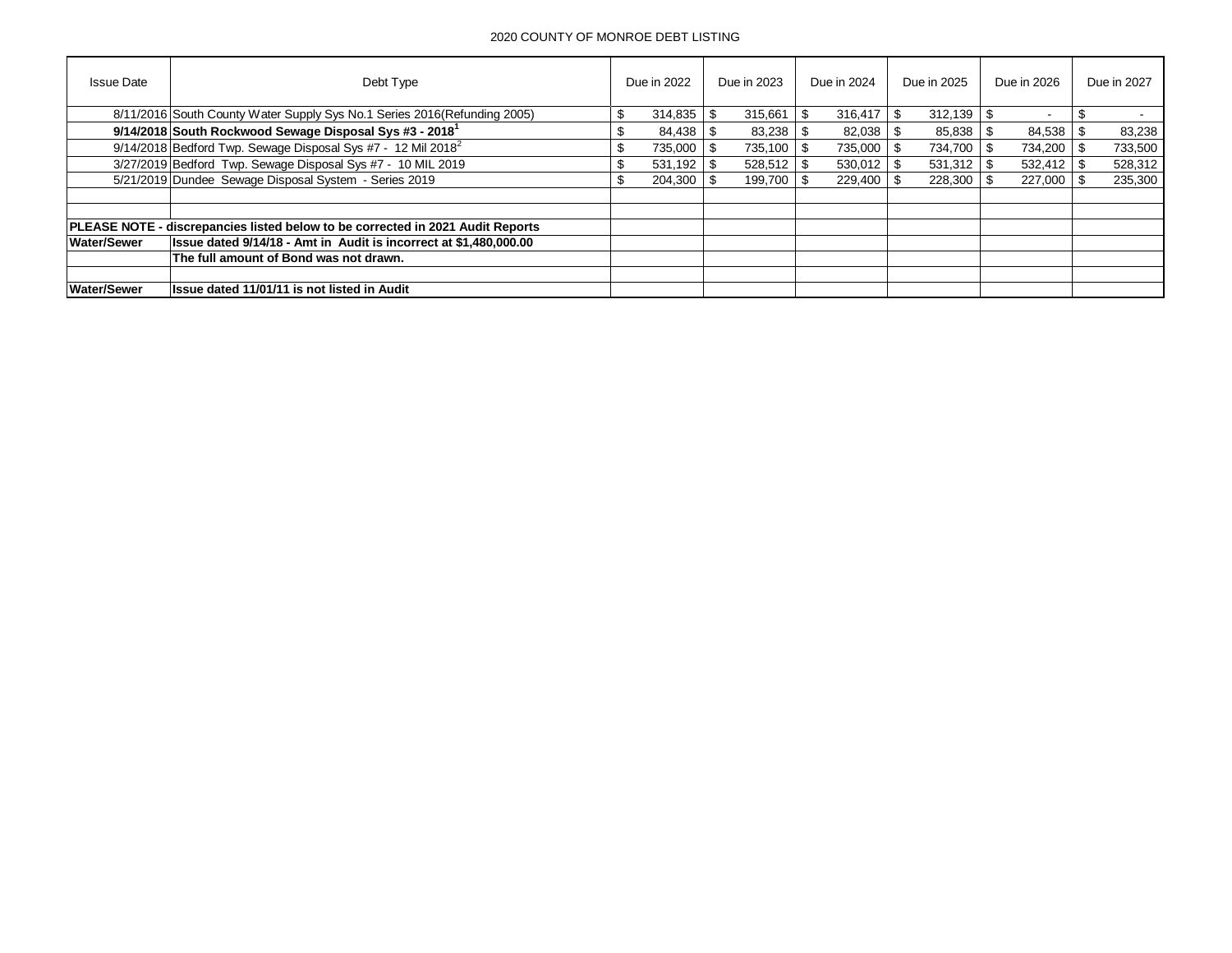2020 COUNTY OF MONROE DEBT LISTING

| Issue Date | Debt Type | Due in 2022 | Due in 2023 | Due in 2024 | Due in 2025 | Due in 2026 | Due in 2027 |
|---|---|---|---|---|---|---|---|
| 8/11/2016 | South County Water Supply Sys No.1 Series 2016(Refunding 2005) | $ 314,835 | $ 315,661 | $ 316,417 | $ 312,139 | $ - | $ - |
| **9/14/2018** | **South Rockwood Sewage Disposal Sys #3 - 2018[1]** | $ 84,438 | $ 83,238 | $ 82,038 | $ 85,838 | $ 84,538 | $ 83,238 |
| 9/14/2018 | Bedford Twp. Sewage Disposal Sys #7 - 12 Mil 2018[2] | $ 735,000 | $ 735,100 | $ 735,000 | $ 734,700 | $ 734,200 | $ 733,500 |
| 3/27/2019 | Bedford Twp. Sewage Disposal Sys #7 - 10 MIL 2019 | $ 531,192 | $ 528,512 | $ 530,012 | $ 531,312 | $ 532,412 | $ 528,312 |
| 5/21/2019 | Dundee Sewage Disposal System - Series 2019 | $ 204,300 | $ 199,700 | $ 229,400 | $ 228,300 | $ 227,000 | $ 235,300 |
| | | | | | | | |
| | | | | | | | |
| **PLEASE NOTE - discrepancies listed below to be corrected in 2021 Audit Reports** | | | | | | | |
| **Water/Sewer** | **Issue dated 9/14/18 - Amt in Audit is incorrect at $1,480,000.00** | | | | | | |
| | **The full amount of Bond was not drawn.** | | | | | | |
| | | | | | | | |
| **Water/Sewer** | **Issue dated 11/01/11 is not listed in Audit** | | | | | | |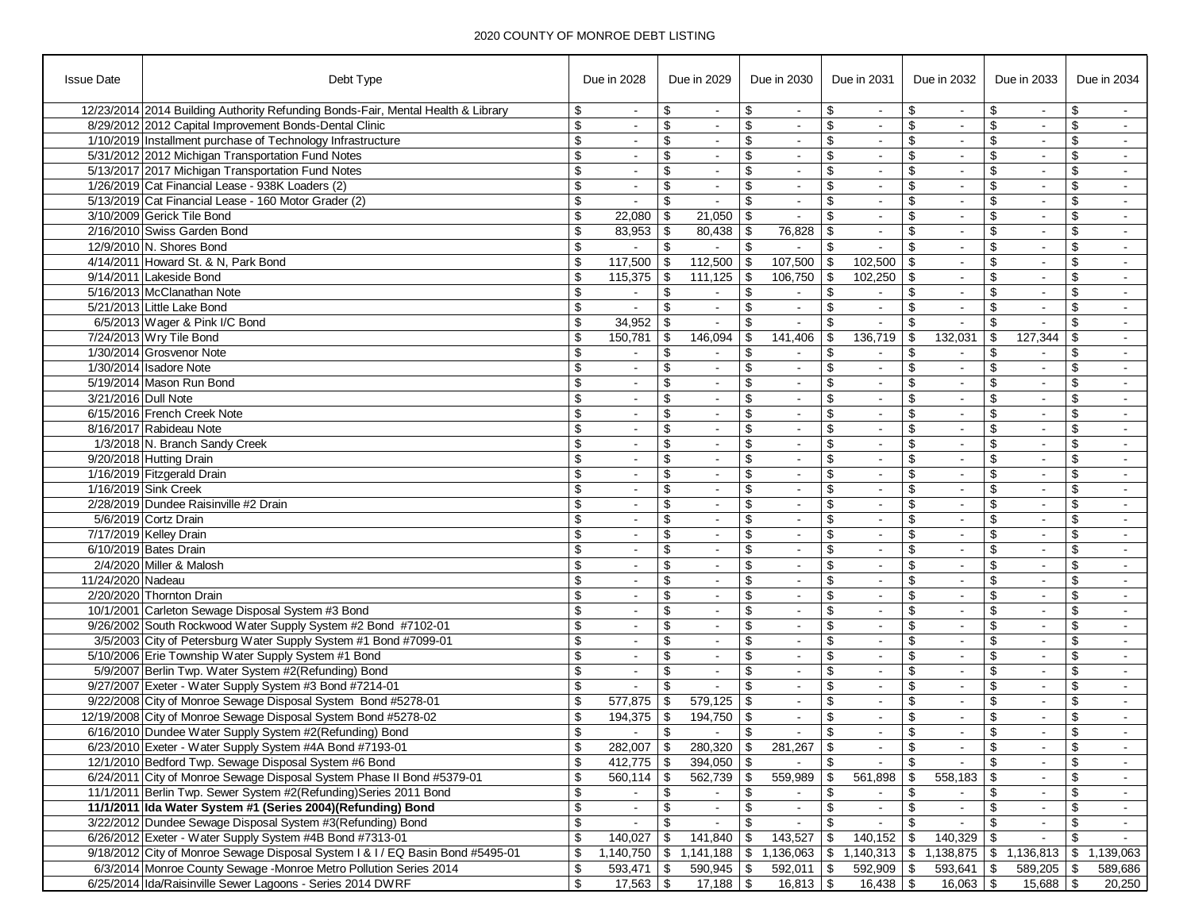2020 COUNTY OF MONROE DEBT LISTING

| Issue Date | Debt Type | Due in 2028 | Due in 2029 | Due in 2030 | Due in 2031 | Due in 2032 | Due in 2033 | Due in 2034 |
|---|---|---|---|---|---|---|---|---|
| 12/23/2014 | 2014 Building Authority Refunding Bonds-Fair, Mental Health & Library | $ - | $ - | $ - | $ - | $ - | $ - | $ - |
| 8/29/2012 | 2012 Capital Improvement Bonds-Dental Clinic | $ - | $ - | $ - | $ - | $ - | $ - | $ - |
| 1/10/2019 | Installment purchase of Technology Infrastructure | $ - | $ - | $ - | $ - | $ - | $ - | $ - |
| 5/31/2012 | 2012 Michigan Transportation Fund Notes | $ - | $ - | $ - | $ - | $ - | $ - | $ - |
| 5/13/2017 | 2017 Michigan Transportation Fund Notes | $ - | $ - | $ - | $ - | $ - | $ - | $ - |
| 1/26/2019 | Cat Financial Lease - 938K Loaders (2) | $ - | $ - | $ - | $ - | $ - | $ - | $ - |
| 5/13/2019 | Cat Financial Lease - 160 Motor Grader (2) | $ - | $ - | $ - | $ - | $ - | $ - | $ - |
| 3/10/2009 | Gerick Tile Bond | $ 22,080 | $ 21,050 | $ - | $ - | $ - | $ - | $ - |
| 2/16/2010 | Swiss Garden Bond | $ 83,953 | $ 80,438 | $ 76,828 | $ - | $ - | $ - | $ - |
| 12/9/2010 | N. Shores Bond | $ - | $ - | $ - | $ - | $ - | $ - | $ - |
| 4/14/2011 | Howard St. & N, Park Bond | $ 117,500 | $ 112,500 | $ 107,500 | $ 102,500 | $ - | $ - | $ - |
| 9/14/2011 | Lakeside Bond | $ 115,375 | $ 111,125 | $ 106,750 | $ 102,250 | $ - | $ - | $ - |
| 5/16/2013 | McClanathan Note | $ - | $ - | $ - | $ - | $ - | $ - | $ - |
| 5/21/2013 | Little Lake Bond | $ - | $ - | $ - | $ - | $ - | $ - | $ - |
| 6/5/2013 | Wager & Pink I/C Bond | $ 34,952 | $ - | $ - | $ - | $ - | $ - | $ - |
| 7/24/2013 | Wry Tile Bond | $ 150,781 | $ 146,094 | $ 141,406 | $ 136,719 | $ 132,031 | $ 127,344 | $ - |
| 1/30/2014 | Grosvenor Note | $ - | $ - | $ - | $ - | $ - | $ - | $ - |
| 1/30/2014 | Isadore Note | $ - | $ - | $ - | $ - | $ - | $ - | $ - |
| 5/19/2014 | Mason Run Bond | $ - | $ - | $ - | $ - | $ - | $ - | $ - |
| 3/21/2016 | Dull Note | $ - | $ - | $ - | $ - | $ - | $ - | $ - |
| 6/15/2016 | French Creek Note | $ - | $ - | $ - | $ - | $ - | $ - | $ - |
| 8/16/2017 | Rabideau Note | $ - | $ - | $ - | $ - | $ - | $ - | $ - |
| 1/3/2018 | N. Branch Sandy Creek | $ - | $ - | $ - | $ - | $ - | $ - | $ - |
| 9/20/2018 | Hutting Drain | $ - | $ - | $ - | $ - | $ - | $ - | $ - |
| 1/16/2019 | Fitzgerald Drain | $ - | $ - | $ - | $ - | $ - | $ - | $ - |
| 1/16/2019 | Sink Creek | $ - | $ - | $ - | $ - | $ - | $ - | $ - |
| 2/28/2019 | Dundee Raisinville #2 Drain | $ - | $ - | $ - | $ - | $ - | $ - | $ - |
| 5/6/2019 | Cortz Drain | $ - | $ - | $ - | $ - | $ - | $ - | $ - |
| 7/17/2019 | Kelley Drain | $ - | $ - | $ - | $ - | $ - | $ - | $ - |
| 6/10/2019 | Bates Drain | $ - | $ - | $ - | $ - | $ - | $ - | $ - |
| 2/4/2020 | Miller & Malosh | $ - | $ - | $ - | $ - | $ - | $ - | $ - |
| 11/24/2020 | Nadeau | $ - | $ - | $ - | $ - | $ - | $ - | $ - |
| 2/20/2020 | Thornton Drain | $ - | $ - | $ - | $ - | $ - | $ - | $ - |
| 10/1/2001 | Carleton Sewage Disposal System #3 Bond | $ - | $ - | $ - | $ - | $ - | $ - | $ - |
| 9/26/2002 | South Rockwood Water Supply System #2 Bond #7102-01 | $ - | $ - | $ - | $ - | $ - | $ - | $ - |
| 3/5/2003 | City of Petersburg Water Supply System #1 Bond #7099-01 | $ - | $ - | $ - | $ - | $ - | $ - | $ - |
| 5/10/2006 | Erie Township Water Supply System #1 Bond | $ - | $ - | $ - | $ - | $ - | $ - | $ - |
| 5/9/2007 | Berlin Twp. Water System #2(Refunding) Bond | $ - | $ - | $ - | $ - | $ - | $ - | $ - |
| 9/27/2007 | Exeter - Water Supply System #3 Bond #7214-01 | $ - | $ - | $ - | $ - | $ - | $ - | $ - |
| 9/22/2008 | City of Monroe Sewage Disposal System Bond #5278-01 | $ 577,875 | $ 579,125 | $ - | $ - | $ - | $ - | $ - |
| 12/19/2008 | City of Monroe Sewage Disposal System Bond #5278-02 | $ 194,375 | $ 194,750 | $ - | $ - | $ - | $ - | $ - |
| 6/16/2010 | Dundee Water Supply System #2(Refunding) Bond | $ - | $ - | $ - | $ - | $ - | $ - | $ - |
| 6/23/2010 | Exeter - Water Supply System #4A Bond #7193-01 | $ 282,007 | $ 280,320 | $ 281,267 | $ - | $ - | $ - | $ - |
| 12/1/2010 | Bedford Twp. Sewage Disposal System #6 Bond | $ 412,775 | $ 394,050 | $ - | $ - | $ - | $ - | $ - |
| 6/24/2011 | City of Monroe Sewage Disposal System Phase II Bond #5379-01 | $ 560,114 | $ 562,739 | $ 559,989 | $ 561,898 | $ 558,183 | $ - | $ - |
| 11/1/2011 | Berlin Twp. Sewer System #2(Refunding)Series 2011 Bond | $ - | $ - | $ - | $ - | $ - | $ - | $ - |
| **11/1/2011** | **Ida Water System #1 (Series 2004)(Refunding) Bond** | $ - | $ - | $ - | $ - | $ - | $ - | $ - |
| 3/22/2012 | Dundee Sewage Disposal System #3(Refunding) Bond | $ - | $ - | $ - | $ - | $ - | $ - | $ - |
| 6/26/2012 | Exeter - Water Supply System #4B Bond #7313-01 | $ 140,027 | $ 141,840 | $ 143,527 | $ 140,152 | $ 140,329 | $ - | $ - |
| 9/18/2012 | City of Monroe Sewage Disposal System I & I / EQ Basin Bond #5495-01 | $ 1,140,750 | $ 1,141,188 | $ 1,136,063 | $ 1,140,313 | $ 1,138,875 | $ 1,136,813 | $ 1,139,063 |
| 6/3/2014 | Monroe County Sewage -Monroe Metro Pollution Series 2014 | $ 593,471 | $ 590,945 | $ 592,011 | $ 592,909 | $ 593,641 | $ 589,205 | $ 589,686 |
| 6/25/2014 | Ida/Raisinville Sewer Lagoons - Series 2014 DWRF | $ 17,563 | $ 17,188 | $ 16,813 | $ 16,438 | $ 16,063 | $ 15,688 | $ 20,250 |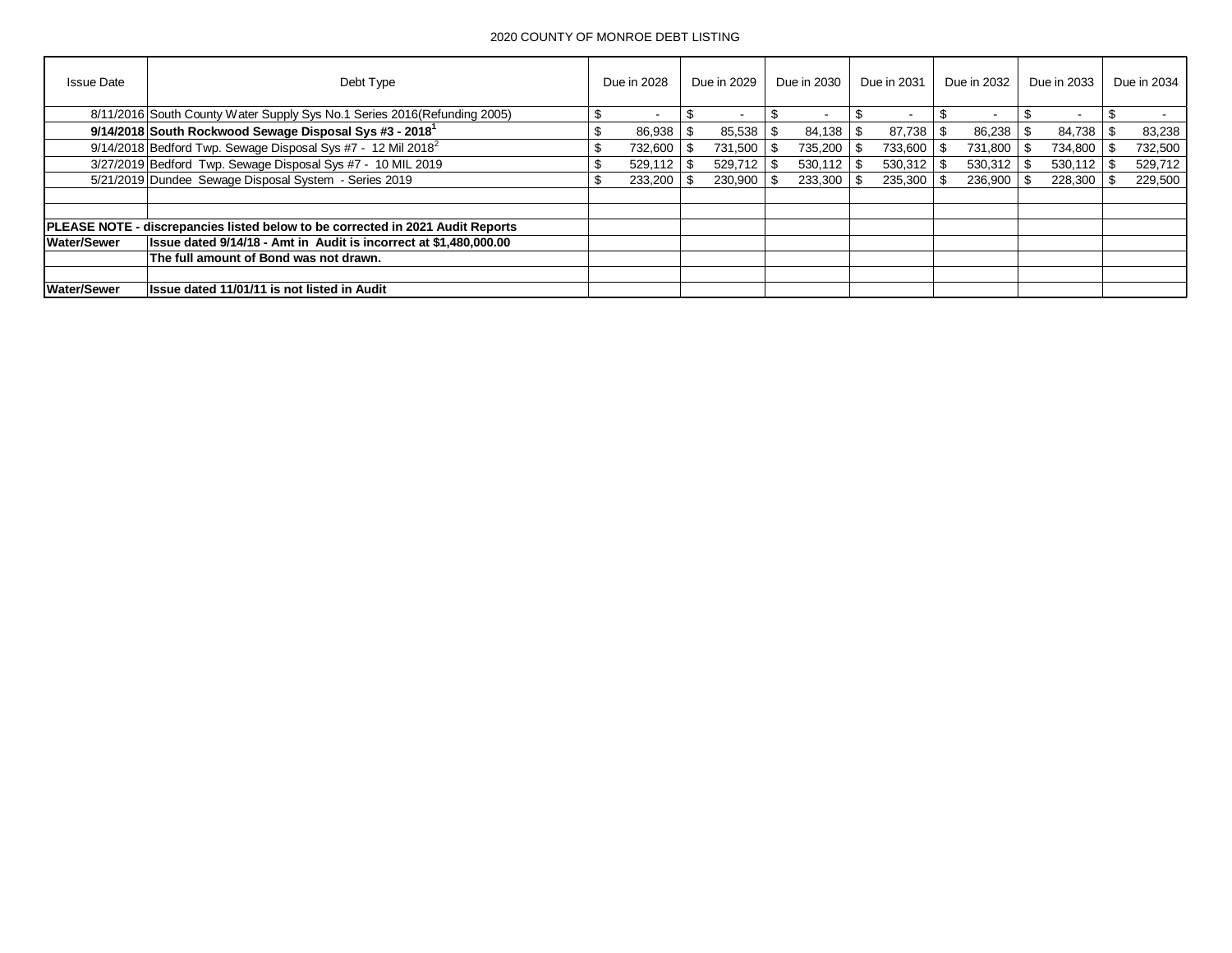2020 COUNTY OF MONROE DEBT LISTING

| Issue Date | Debt Type | Due in 2028 | Due in 2029 | Due in 2030 | Due in 2031 | Due in 2032 | Due in 2033 | Due in 2034 |
|---|---|---|---|---|---|---|---|---|
| 8/11/2016 | South County Water Supply Sys No.1 Series 2016(Refunding 2005) | $ - | $ - | $ - | $ - | $ - | $ - | $ - |
| **9/14/2018** | **South Rockwood Sewage Disposal Sys #3 - 2018[1]** | $ 86,938 | $ 85,538 | $ 84,138 | $ 87,738 | $ 86,238 | $ 84,738 | $ 83,238 |
| 9/14/2018 | Bedford Twp. Sewage Disposal Sys #7 - 12 Mil 2018[2] | $ 732,600 | $ 731,500 | $ 735,200 | $ 733,600 | $ 731,800 | $ 734,800 | $ 732,500 |
| 3/27/2019 | Bedford Twp. Sewage Disposal Sys #7 - 10 MIL 2019 | $ 529,112 | $ 529,712 | $ 530,112 | $ 530,312 | $ 530,312 | $ 530,112 | $ 529,712 |
| 5/21/2019 | Dundee Sewage Disposal System - Series 2019 | $ 233,200 | $ 230,900 | $ 233,300 | $ 235,300 | $ 236,900 | $ 228,300 | $ 229,500 |
| | | | | | | | | |
| | | | | | | | | |
| **PLEASE NOTE - discrepancies listed below to be corrected in 2021 Audit Reports** | | | | | | | | |
| **Water/Sewer** | **Issue dated 9/14/18 - Amt in Audit is incorrect at $1,480,000.00** | | | | | | | |
| | **The full amount of Bond was not drawn.** | | | | | | | |
| | | | | | | | | |
| **Water/Sewer** | **Issue dated 11/01/11 is not listed in Audit** | | | | | | | |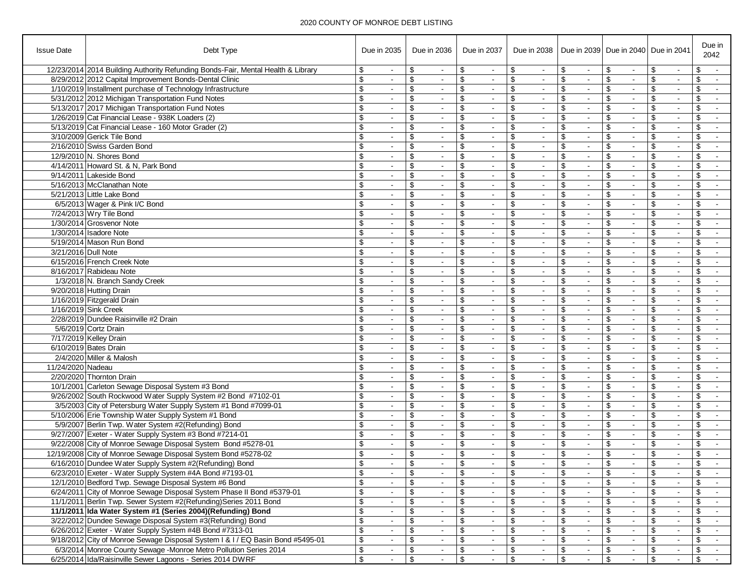2020 COUNTY OF MONROE DEBT LISTING

| Issue Date | Debt Type | Due in 2035 | Due in 2036 | Due in 2037 | Due in 2038 | Due in 2039 | Due in 2040 | Due in 2041 | Due in 2042 |
|---|---|---|---|---|---|---|---|---|---|
| 12/23/2014 | 2014 Building Authority Refunding Bonds-Fair, Mental Health & Library | $ - | $ - | $ - | $ - | $ - | $ - | $ - | $ - |
| 8/29/2012 | 2012 Capital Improvement Bonds-Dental Clinic | $ - | $ - | $ - | $ - | $ - | $ - | $ - | $ - |
| 1/10/2019 | Installment purchase of Technology Infrastructure | $ - | $ - | $ - | $ - | $ - | $ - | $ - | $ - |
| 5/31/2012 | 2012 Michigan Transportation Fund Notes | $ - | $ - | $ - | $ - | $ - | $ - | $ - | $ - |
| 5/13/2017 | 2017 Michigan Transportation Fund Notes | $ - | $ - | $ - | $ - | $ - | $ - | $ - | $ - |
| 1/26/2019 | Cat Financial Lease - 938K Loaders (2) | $ - | $ - | $ - | $ - | $ - | $ - | $ - | $ - |
| 5/13/2019 | Cat Financial Lease - 160 Motor Grader (2) | $ - | $ - | $ - | $ - | $ - | $ - | $ - | $ - |
| 3/10/2009 | Gerick Tile Bond | $ - | $ - | $ - | $ - | $ - | $ - | $ - | $ - |
| 2/16/2010 | Swiss Garden Bond | $ - | $ - | $ - | $ - | $ - | $ - | $ - | $ - |
| 12/9/2010 | N. Shores Bond | $ - | $ - | $ - | $ - | $ - | $ - | $ - | $ - |
| 4/14/2011 | Howard St. & N, Park Bond | $ - | $ - | $ - | $ - | $ - | $ - | $ - | $ - |
| 9/14/2011 | Lakeside Bond | $ - | $ - | $ - | $ - | $ - | $ - | $ - | $ - |
| 5/16/2013 | McClanathan Note | $ - | $ - | $ - | $ - | $ - | $ - | $ - | $ - |
| 5/21/2013 | Little Lake Bond | $ - | $ - | $ - | $ - | $ - | $ - | $ - | $ - |
| 6/5/2013 | Wager & Pink I/C Bond | $ - | $ - | $ - | $ - | $ - | $ - | $ - | $ - |
| 7/24/2013 | Wry Tile Bond | $ - | $ - | $ - | $ - | $ - | $ - | $ - | $ - |
| 1/30/2014 | Grosvenor Note | $ - | $ - | $ - | $ - | $ - | $ - | $ - | $ - |
| 1/30/2014 | Isadore Note | $ - | $ - | $ - | $ - | $ - | $ - | $ - | $ - |
| 5/19/2014 | Mason Run Bond | $ - | $ - | $ - | $ - | $ - | $ - | $ - | $ - |
| 3/21/2016 | Dull Note | $ - | $ - | $ - | $ - | $ - | $ - | $ - | $ - |
| 6/15/2016 | French Creek Note | $ - | $ - | $ - | $ - | $ - | $ - | $ - | $ - |
| 8/16/2017 | Rabideau Note | $ - | $ - | $ - | $ - | $ - | $ - | $ - | $ - |
| 1/3/2018 | N. Branch Sandy Creek | $ - | $ - | $ - | $ - | $ - | $ - | $ - | $ - |
| 9/20/2018 | Hutting Drain | $ - | $ - | $ - | $ - | $ - | $ - | $ - | $ - |
| 1/16/2019 | Fitzgerald Drain | $ - | $ - | $ - | $ - | $ - | $ - | $ - | $ - |
| 1/16/2019 | Sink Creek | $ - | $ - | $ - | $ - | $ - | $ - | $ - | $ - |
| 2/28/2019 | Dundee Raisinville #2 Drain | $ - | $ - | $ - | $ - | $ - | $ - | $ - | $ - |
| 5/6/2019 | Cortz Drain | $ - | $ - | $ - | $ - | $ - | $ - | $ - | $ - |
| 7/17/2019 | Kelley Drain | $ - | $ - | $ - | $ - | $ - | $ - | $ - | $ - |
| 6/10/2019 | Bates Drain | $ - | $ - | $ - | $ - | $ - | $ - | $ - | $ - |
| 2/4/2020 | Miller & Malosh | $ - | $ - | $ - | $ - | $ - | $ - | $ - | $ - |
| 11/24/2020 | Nadeau | $ - | $ - | $ - | $ - | $ - | $ - | $ - | $ - |
| 2/20/2020 | Thornton Drain | $ - | $ - | $ - | $ - | $ - | $ - | $ - | $ - |
| 10/1/2001 | Carleton Sewage Disposal System #3 Bond | $ - | $ - | $ - | $ - | $ - | $ - | $ - | $ - |
| 9/26/2002 | South Rockwood Water Supply System #2 Bond #7102-01 | $ - | $ - | $ - | $ - | $ - | $ - | $ - | $ - |
| 3/5/2003 | City of Petersburg Water Supply System #1 Bond #7099-01 | $ - | $ - | $ - | $ - | $ - | $ - | $ - | $ - |
| 5/10/2006 | Erie Township Water Supply System #1 Bond | $ - | $ - | $ - | $ - | $ - | $ - | $ - | $ - |
| 5/9/2007 | Berlin Twp. Water System #2(Refunding) Bond | $ - | $ - | $ - | $ - | $ - | $ - | $ - | $ - |
| 9/27/2007 | Exeter - Water Supply System #3 Bond #7214-01 | $ - | $ - | $ - | $ - | $ - | $ - | $ - | $ - |
| 9/22/2008 | City of Monroe Sewage Disposal System Bond #5278-01 | $ - | $ - | $ - | $ - | $ - | $ - | $ - | $ - |
| 12/19/2008 | City of Monroe Sewage Disposal System Bond #5278-02 | $ - | $ - | $ - | $ - | $ - | $ - | $ - | $ - |
| 6/16/2010 | Dundee Water Supply System #2(Refunding) Bond | $ - | $ - | $ - | $ - | $ - | $ - | $ - | $ - |
| 6/23/2010 | Exeter - Water Supply System #4A Bond #7193-01 | $ - | $ - | $ - | $ - | $ - | $ - | $ - | $ - |
| 12/1/2010 | Bedford Twp. Sewage Disposal System #6 Bond | $ - | $ - | $ - | $ - | $ - | $ - | $ - | $ - |
| 6/24/2011 | City of Monroe Sewage Disposal System Phase II Bond #5379-01 | $ - | $ - | $ - | $ - | $ - | $ - | $ - | $ - |
| 11/1/2011 | Berlin Twp. Sewer System #2(Refunding)Series 2011 Bond | $ - | $ - | $ - | $ - | $ - | $ - | $ - | $ - |
| **11/1/2011** | **Ida Water System #1 (Series 2004)(Refunding) Bond** | $ - | $ - | $ - | $ - | $ - | $ - | $ - | $ - |
| 3/22/2012 | Dundee Sewage Disposal System #3(Refunding) Bond | $ - | $ - | $ - | $ - | $ - | $ - | $ - | $ - |
| 6/26/2012 | Exeter - Water Supply System #4B Bond #7313-01 | $ - | $ - | $ - | $ - | $ - | $ - | $ - | $ - |
| 9/18/2012 | City of Monroe Sewage Disposal System I & I / EQ Basin Bond #5495-01 | $ - | $ - | $ - | $ - | $ - | $ - | $ - | $ - |
| 6/3/2014 | Monroe County Sewage -Monroe Metro Pollution Series 2014 | $ - | $ - | $ - | $ - | $ - | $ - | $ - | $ - |
| 6/25/2014 | Ida/Raisinville Sewer Lagoons - Series 2014 DWRF | $ - | $ - | $ - | $ - | $ - | $ - | $ - | $ - |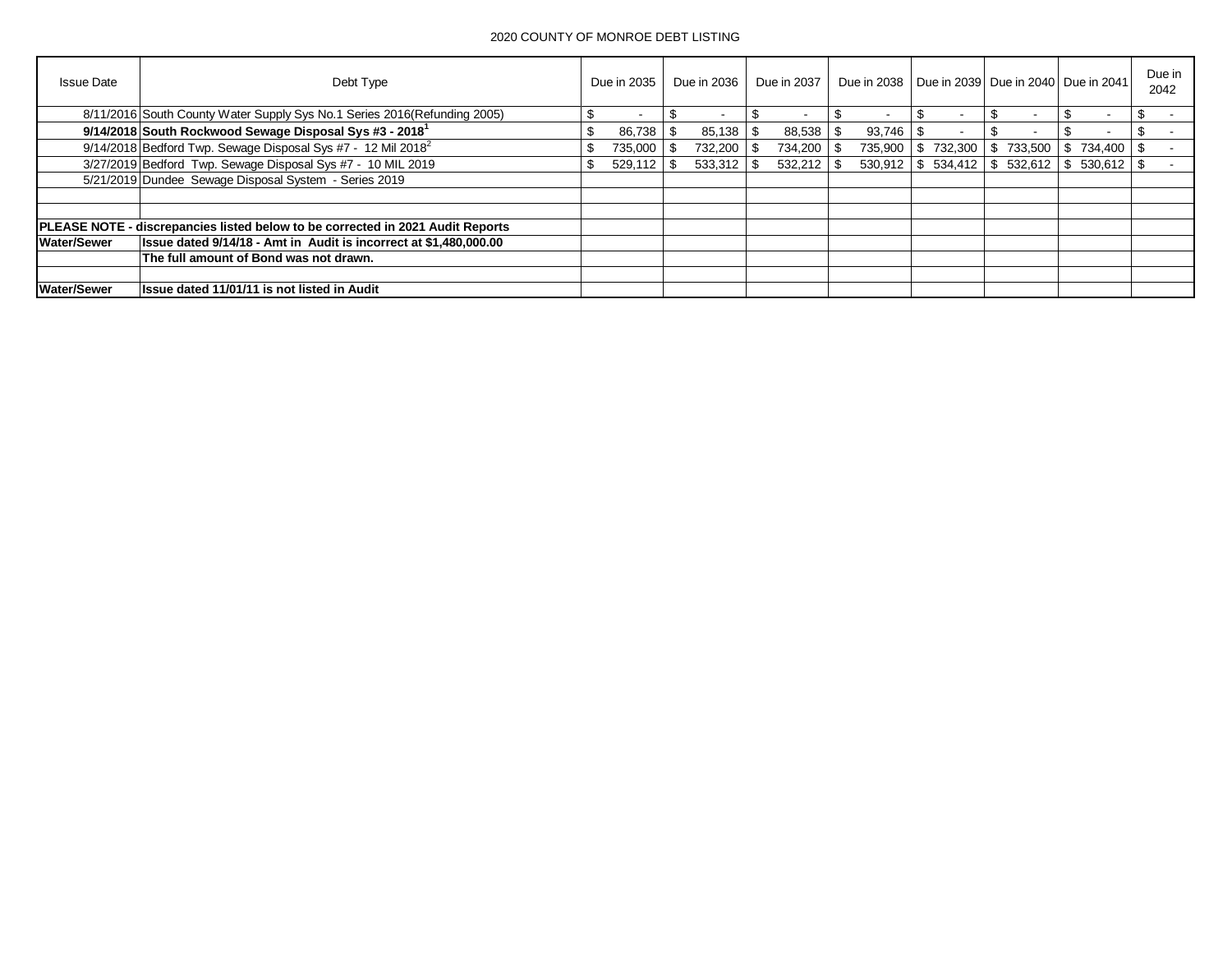2020 COUNTY OF MONROE DEBT LISTING

| Issue Date | Debt Type | Due in 2035 | Due in 2036 | Due in 2037 | Due in 2038 | Due in 2039 | Due in 2040 | Due in 2041 | Due in 2042 |
|---|---|---|---|---|---|---|---|---|---|
| 8/11/2016 | South County Water Supply Sys No.1 Series 2016(Refunding 2005) | $ - | $ - | $ - | $ - | $ - | $ - | $ - | $ - |
| **9/14/2018** | **South Rockwood Sewage Disposal Sys #3 - 2018[1]** | $ 86,738 | $ 85,138 | $ 88,538 | $ 93,746 | $ - | $ - | $ - | $ - |
| 9/14/2018 | Bedford Twp. Sewage Disposal Sys #7 - 12 Mil 2018[2] | $ 735,000 | $ 732,200 | $ 734,200 | $ 735,900 | $ 732,300 | $ 733,500 | $ 734,400 | $ - |
| 3/27/2019 | Bedford Twp. Sewage Disposal Sys #7 - 10 MIL 2019 | $ 529,112 | $ 533,312 | $ 532,212 | $ 530,912 | $ 534,412 | $ 532,612 | $ 530,612 | $ - |
| 5/21/2019 | Dundee Sewage Disposal System - Series 2019 | | | | | | | | |
| | | | | | | | | | |
| | | | | | | | | | |
| **PLEASE NOTE - discrepancies listed below to be corrected in 2021 Audit Reports** | | | | | | | | | |
| **Water/Sewer** | **Issue dated 9/14/18 - Amt in Audit is incorrect at $1,480,000.00** | | | | | | | | |
| | **The full amount of Bond was not drawn.** | | | | | | | | |
| | | | | | | | | | |
| **Water/Sewer** | **Issue dated 11/01/11 is not listed in Audit** | | | | | | | | |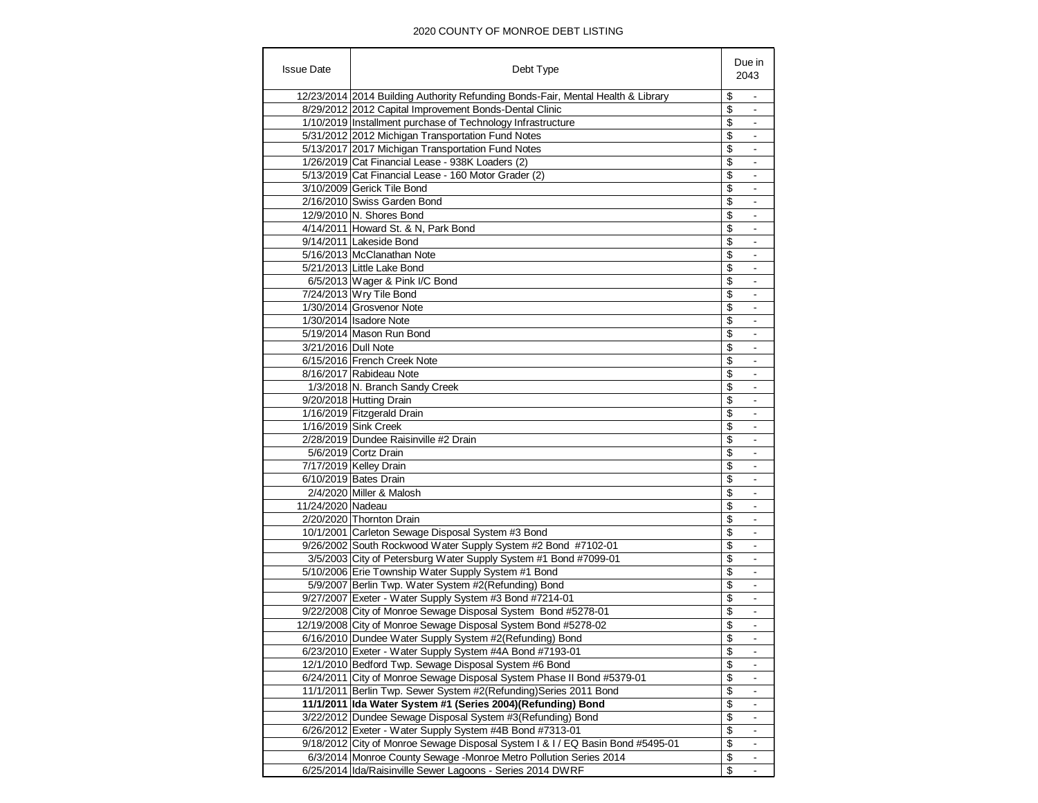2020 COUNTY OF MONROE DEBT LISTING

| Issue Date | Debt Type | Due in 2043 |
|---|---|---|
| 12/23/2014 | 2014 Building Authority Refunding Bonds-Fair, Mental Health & Library | $ - |
| 8/29/2012 | 2012 Capital Improvement Bonds-Dental Clinic | $ - |
| 1/10/2019 | Installment purchase of Technology Infrastructure | $ - |
| 5/31/2012 | 2012 Michigan Transportation Fund Notes | $ - |
| 5/13/2017 | 2017 Michigan Transportation Fund Notes | $ - |
| 1/26/2019 | Cat Financial Lease - 938K Loaders (2) | $ - |
| 5/13/2019 | Cat Financial Lease - 160 Motor Grader (2) | $ - |
| 3/10/2009 | Gerick Tile Bond | $ - |
| 2/16/2010 | Swiss Garden Bond | $ - |
| 12/9/2010 | N. Shores Bond | $ - |
| 4/14/2011 | Howard St. & N, Park Bond | $ - |
| 9/14/2011 | Lakeside Bond | $ - |
| 5/16/2013 | McClanathan Note | $ - |
| 5/21/2013 | Little Lake Bond | $ - |
| 6/5/2013 | Wager & Pink I/C Bond | $ - |
| 7/24/2013 | Wry Tile Bond | $ - |
| 1/30/2014 | Grosvenor Note | $ - |
| 1/30/2014 | Isadore Note | $ - |
| 5/19/2014 | Mason Run Bond | $ - |
| 3/21/2016 | Dull Note | $ - |
| 6/15/2016 | French Creek Note | $ - |
| 8/16/2017 | Rabideau Note | $ - |
| 1/3/2018 | N. Branch Sandy Creek | $ - |
| 9/20/2018 | Hutting Drain | $ - |
| 1/16/2019 | Fitzgerald Drain | $ - |
| 1/16/2019 | Sink Creek | $ - |
| 2/28/2019 | Dundee Raisinville #2 Drain | $ - |
| 5/6/2019 | Cortz Drain | $ - |
| 7/17/2019 | Kelley Drain | $ - |
| 6/10/2019 | Bates Drain | $ - |
| 2/4/2020 | Miller & Malosh | $ - |
| 11/24/2020 | Nadeau | $ - |
| 2/20/2020 | Thornton Drain | $ - |
| 10/1/2001 | Carleton Sewage Disposal System #3 Bond | $ - |
| 9/26/2002 | South Rockwood Water Supply System #2 Bond #7102-01 | $ - |
| 3/5/2003 | City of Petersburg Water Supply System #1 Bond #7099-01 | $ - |
| 5/10/2006 | Erie Township Water Supply System #1 Bond | $ - |
| 5/9/2007 | Berlin Twp. Water System #2(Refunding) Bond | $ - |
| 9/27/2007 | Exeter - Water Supply System #3 Bond #7214-01 | $ - |
| 9/22/2008 | City of Monroe Sewage Disposal System Bond #5278-01 | $ - |
| 12/19/2008 | City of Monroe Sewage Disposal System Bond #5278-02 | $ - |
| 6/16/2010 | Dundee Water Supply System #2(Refunding) Bond | $ - |
| 6/23/2010 | Exeter - Water Supply System #4A Bond #7193-01 | $ - |
| 12/1/2010 | Bedford Twp. Sewage Disposal System #6 Bond | $ - |
| 6/24/2011 | City of Monroe Sewage Disposal System Phase II Bond #5379-01 | $ - |
| 11/1/2011 | Berlin Twp. Sewer System #2(Refunding)Series 2011 Bond | $ - |
| **11/1/2011** | **Ida Water System #1 (Series 2004)(Refunding) Bond** | $ - |
| 3/22/2012 | Dundee Sewage Disposal System #3(Refunding) Bond | $ - |
| 6/26/2012 | Exeter - Water Supply System #4B Bond #7313-01 | $ - |
| 9/18/2012 | City of Monroe Sewage Disposal System I & I / EQ Basin Bond #5495-01 | $ - |
| 6/3/2014 | Monroe County Sewage -Monroe Metro Pollution Series 2014 | $ - |
| 6/25/2014 | Ida/Raisinville Sewer Lagoons - Series 2014 DWRF | $ - |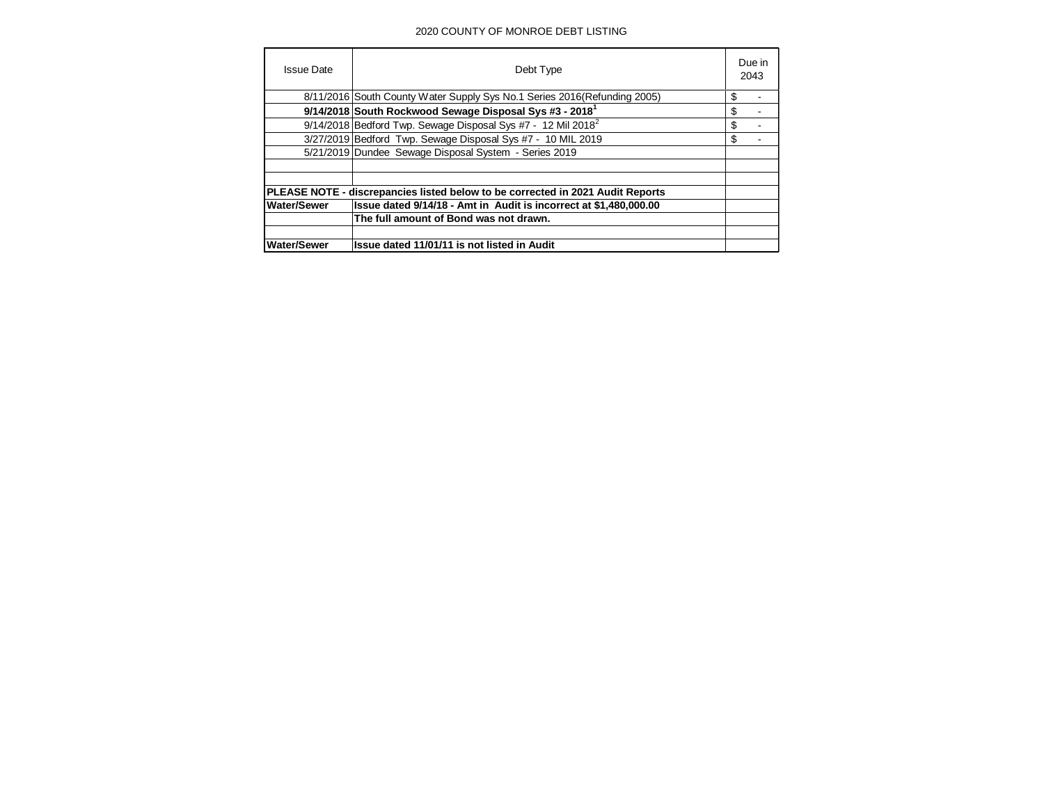2020 COUNTY OF MONROE DEBT LISTING

| Issue Date | Debt Type | Due in 2043 |
|---|---|---|
| 8/11/2016 | South County Water Supply Sys No.1 Series 2016(Refunding 2005) | $ - |
| **9/14/2018** | **South Rockwood Sewage Disposal Sys #3 - 2018[1]** | $ - |
| 9/14/2018 | Bedford Twp. Sewage Disposal Sys #7 - 12 Mil 2018[2] | $ - |
| 3/27/2019 | Bedford Twp. Sewage Disposal Sys #7 - 10 MIL 2019 | $ - |
| 5/21/2019 | Dundee Sewage Disposal System - Series 2019 | |
| | | |
| | | |
| **PLEASE NOTE - discrepancies listed below to be corrected in 2021 Audit Reports** | | |
| **Water/Sewer** | **Issue dated 9/14/18 - Amt in Audit is incorrect at $1,480,000.00** | |
| | **The full amount of Bond was not drawn.** | |
| | | |
| **Water/Sewer** | **Issue dated 11/01/11 is not listed in Audit** | |